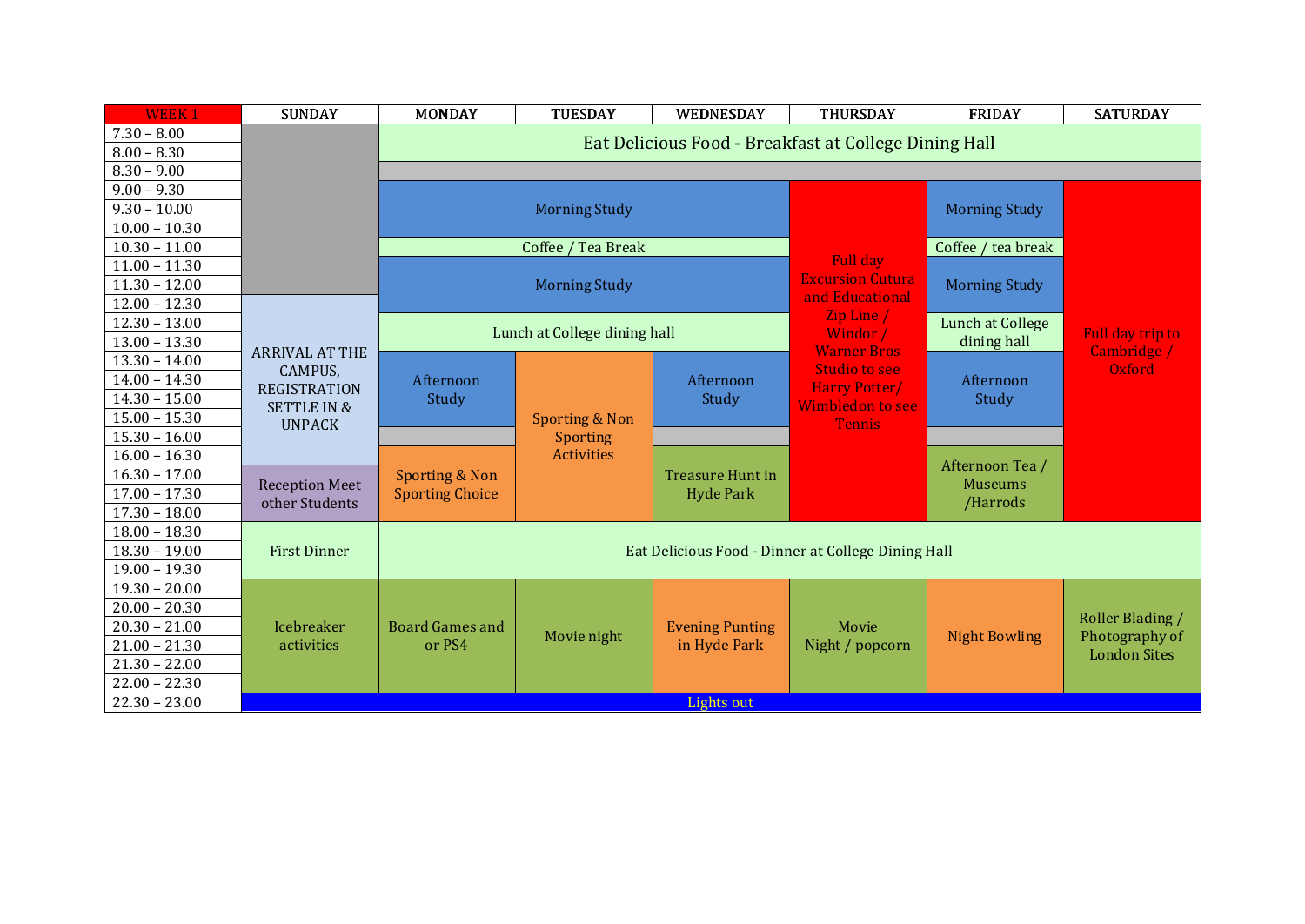| WEEK 1 | SUNDAY | MONDAY | TUESDAY | WEDNESDAY | THURSDAY | FRIDAY | SATURDAY |
|---|---|---|---|---|---|---|---|
| 7.30 – 8.00 | | Eat Delicious Food - Breakfast at College Dining Hall | | | | | |
| 8.00 – 8.30 | | | | | | | |
| 8.30 – 9.00 | | | | | | | |
| 9.00 – 9.30 | | Morning Study | | | Full day Excursion Cutura and Educational Zip Line / Windor / Warner Bros Studio to see Harry Potter/ Wimbledon to see Tennis | Morning Study | Full day trip to Cambridge / Oxford |
| 9.30 – 10.00 | | | | | | | |
| 10.00 – 10.30 | | | | | | | |
| 10.30 – 11.00 | | Coffee / Tea Break | | | | Coffee / tea break | |
| 11.00 – 11.30 | | Morning Study | | | | Morning Study | |
| 11.30 – 12.00 | | | | | | | |
| 12.00 – 12.30 | ARRIVAL AT THE CAMPUS, REGISTRATION SETTLE IN & UNPACK | | | | | | |
| 12.30 – 13.00 | | Lunch at College dining hall | | | | Lunch at College dining hall | |
| 13.00 – 13.30 | | | | | | | |
| 13.30 – 14.00 | | Afternoon Study | Sporting & Non Sporting Activities | Afternoon Study | | Afternoon Study | |
| 14.00 – 14.30 | | | | | | | |
| 14.30 – 15.00 | | | | | | | |
| 15.00 – 15.30 | | | | | | | |
| 15.30 – 16.00 | | | | | | | |
| 16.00 – 16.30 | | Sporting & Non Sporting Choice | | Treasure Hunt in Hyde Park | | Afternoon Tea / Museums /Harrods | |
| 16.30 – 17.00 | Reception Meet other Students | | | | | | |
| 17.00 – 17.30 | | | | | | | |
| 17.30 – 18.00 | | | | | | | |
| 18.00 – 18.30 | First Dinner | Eat Delicious Food - Dinner at College Dining Hall | | | | | |
| 18.30 – 19.00 | | | | | | | |
| 19.00 – 19.30 | | | | | | | |
| 19.30 – 20.00 | Icebreaker activities | Board Games and or PS4 | Movie night | Evening Punting in Hyde Park | Movie Night / popcorn | Night Bowling | Roller Blading / Photography of London Sites |
| 20.00 – 20.30 | | | | | | | |
| 20.30 – 21.00 | | | | | | | |
| 21.00 – 21.30 | | | | | | | |
| 21.30 – 22.00 | | | | | | | |
| 22.00 – 22.30 | | | | | | | |
| 22.30 – 23.00 | Lights out | | | | | | |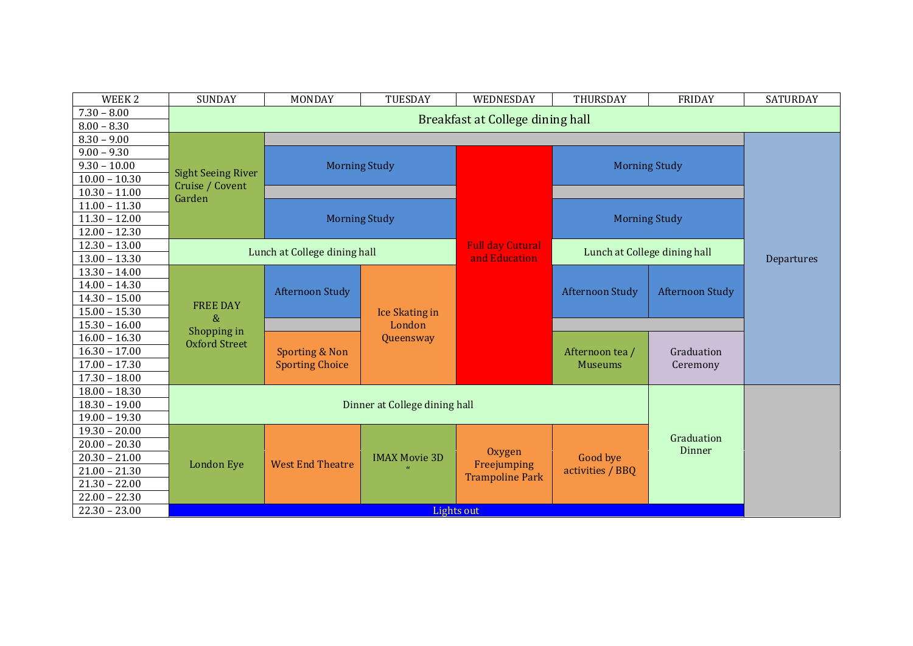| WEEK 2 | SUNDAY | MONDAY | TUESDAY | WEDNESDAY | THURSDAY | FRIDAY | SATURDAY |
|---|---|---|---|---|---|---|---|
| 7.30 – 8.00 | Breakfast at College dining hall | | | | | | |
| 8.00 – 8.30 | | | | | | | |
| 8.30 – 9.00 | Sight Seeing River Cruise / Covent Garden | | | | | | Departures |
| 9.00 – 9.30 | | Morning Study | | Full day Cutural and Education | Morning Study | | |
| 9.30 – 10.00 | | | | | | | |
| 10.00 – 10.30 | | | | | | | |
| 10.30 – 11.00 | | | | | | | |
| 11.00 – 11.30 | | Morning Study | | | Morning Study | | |
| 11.30 – 12.00 | | | | | | | |
| 12.00 – 12.30 | | | | | | | |
| 12.30 – 13.00 | Lunch at College dining hall | | | | Lunch at College dining hall | | |
| 13.00 – 13.30 | | | | | | | |
| 13.30 – 14.00 | FREE DAY & Shopping in Oxford Street | Afternoon Study | Ice Skating in London Queensway | | Afternoon Study | Afternoon Study | |
| 14.00 – 14.30 | | | | | | | |
| 14.30 – 15.00 | | | | | | | |
| 15.00 – 15.30 | | | | | | | |
| 15.30 – 16.00 | | | | | | | |
| 16.00 – 16.30 | | Sporting & Non Sporting Choice | | | Afternoon tea / Museums | Graduation Ceremony | |
| 16.30 – 17.00 | | | | | | | |
| 17.00 – 17.30 | | | | | | | |
| 17.30 – 18.00 | | | | | | | |
| 18.00 – 18.30 | Dinner at College dining hall | | | | | Graduation Dinner | |
| 18.30 – 19.00 | | | | | | | |
| 19.00 – 19.30 | | | | | | | |
| 19.30 – 20.00 | London Eye | West End Theatre | IMAX Movie 3D " | Oxygen Freejumping Trampoline Park | Good bye activities / BBQ | | |
| 20.00 – 20.30 | | | | | | | |
| 20.30 – 21.00 | | | | | | | |
| 21.00 – 21.30 | | | | | | | |
| 21.30 – 22.00 | | | | | | | |
| 22.00 – 22.30 | | | | | | | |
| 22.30 – 23.00 | Lights out | | | | | | |